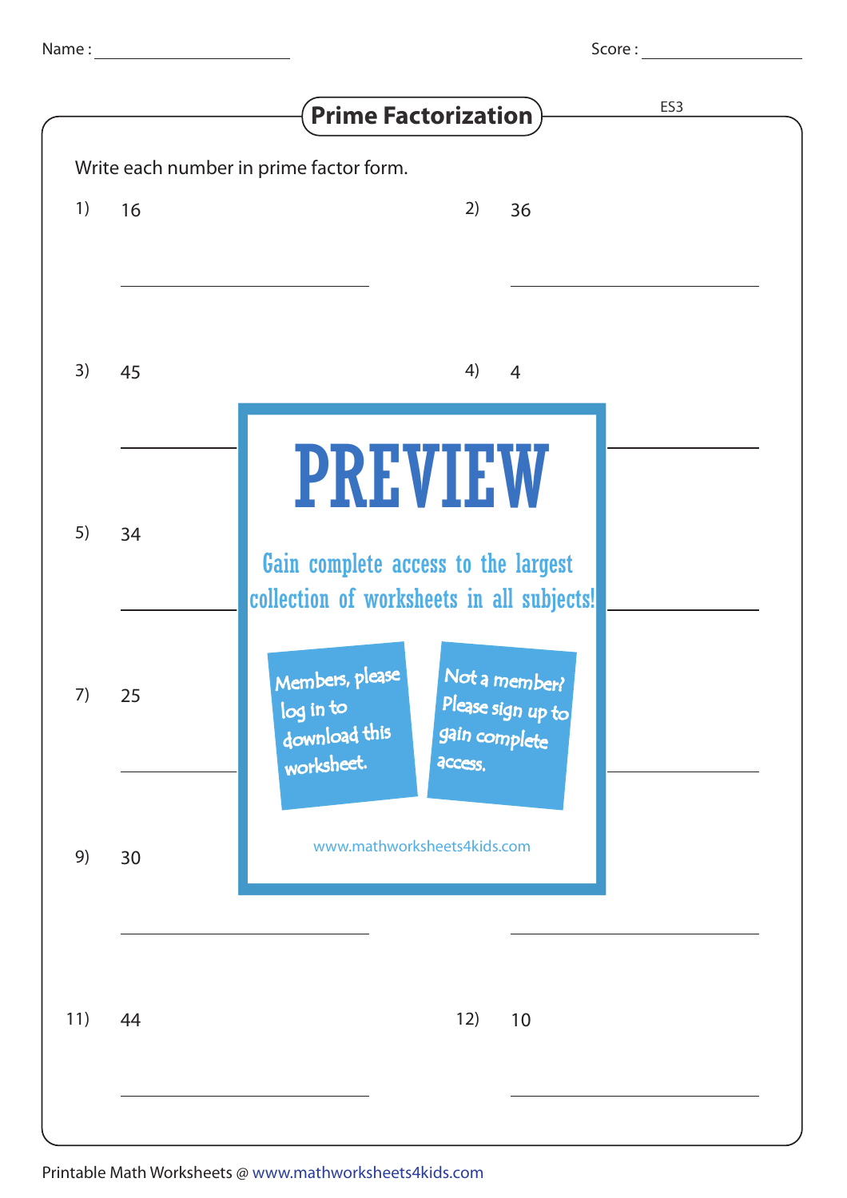Name : ______________________ Score : ______________

# Prime Factorization

ES3

Write each number in prime factor form.

1) 16

2) 36

3) 45

4) 4

5) 34

7) 25

9) 30

11) 44

12) 10

PREVIEW

Gain complete access to the largest collection of worksheets in all subjects!

Members, please log in to download this worksheet.

Not a member? Please sign up to gain complete access.

www.mathworksheets4kids.com

Printable Math Worksheets @ www.mathworksheets4kids.com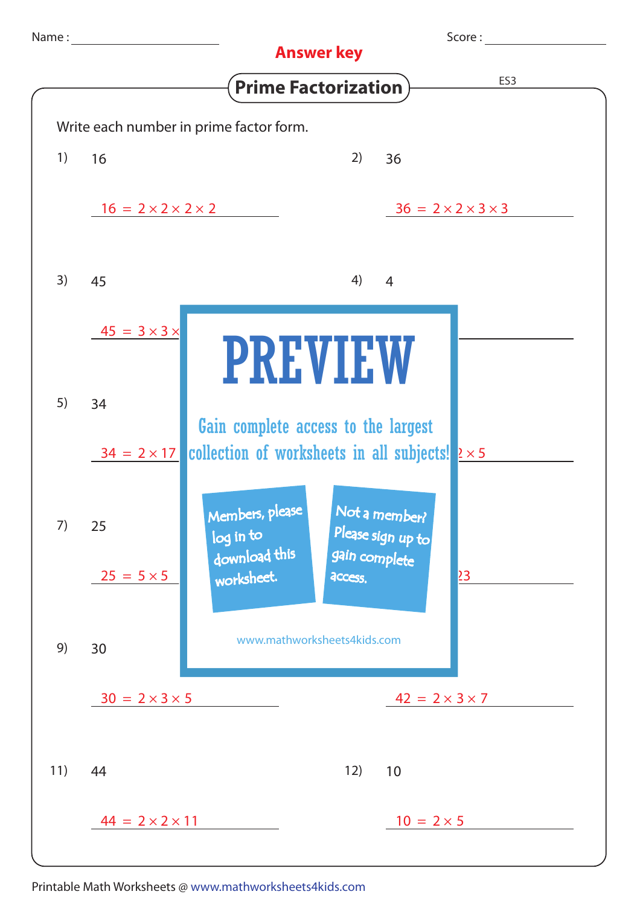Name : ______________ Score : ______________

**Answer key**

# Prime Factorization

ES3

Write each number in prime factor form.

1) 16

$16 = 2 \times 2 \times 2 \times 2$

2) 36

$36 = 2 \times 2 \times 3 \times 3$

3) 45

$45 = 3 \times 3 \times$

4) 4

5) 34

$34 = 2 \times 17$

$2 \times 5$

7) 25

$25 = 5 \times 5$

23

9) 30

$30 = 2 \times 3 \times 5$

$42 = 2 \times 3 \times 7$

11) 44

$44 = 2 \times 2 \times 11$

12) 10

$10 = 2 \times 5$

PREVIEW

Gain complete access to the largest collection of worksheets in all subjects!

Members, please log in to download this worksheet.

Not a member? Please sign up to gain complete access.

www.mathworksheets4kids.com

Printable Math Worksheets @ www.mathworksheets4kids.com